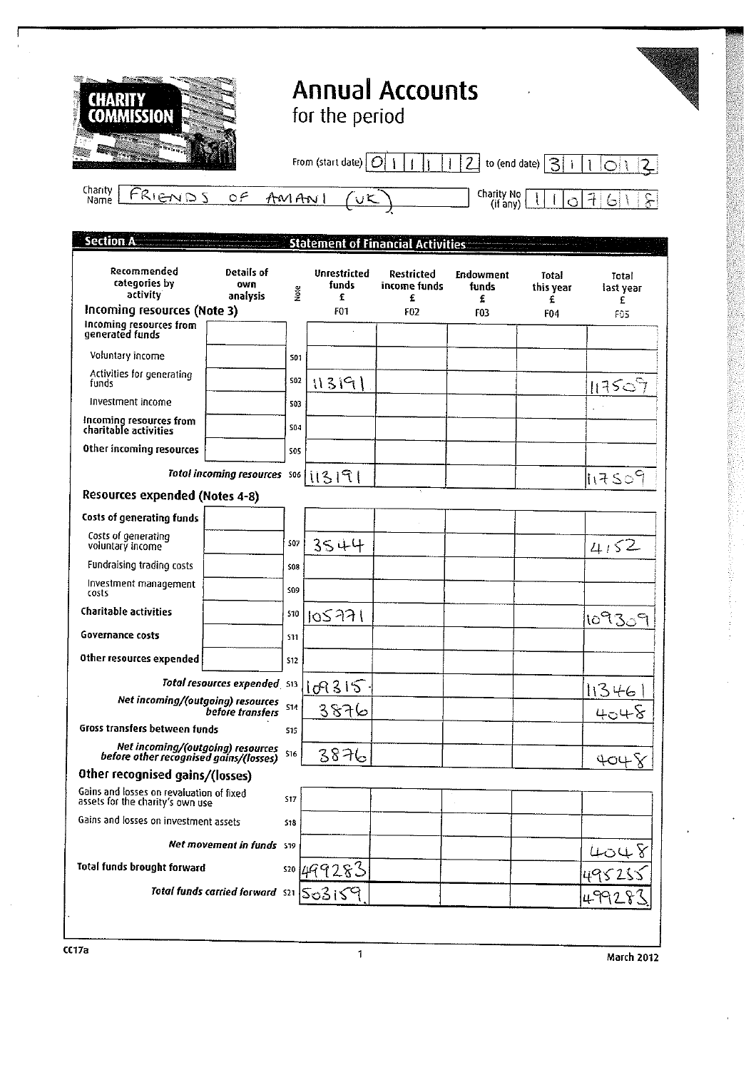# CHARITY COMMISSION

# Annual Accounts

## for the period

From (start date) 01/11/12 to (end date) 31/10/13

Charity Name: FRIENDS OF AMANI (UK)

Charity No (if any): 1107618

## Section A — Statement of Financial Activities

| Recommended categories by activity | Details of own analysis | Note | Unrestricted funds £ F01 | Restricted income funds £ F02 | Endowment funds £ F03 | Total this year £ F04 | Total last year £ F05 |
|---|---|---|---|---|---|---|---|
| **Incoming resources (Note 3)** | | | | | | | |
| Incoming resources from generated funds | | | | | | | |
| Voluntary income | | S01 | | | | | |
| Activities for generating funds | | S02 | 113191 | | | | 117509 |
| Investment income | | S03 | | | | | |
| Incoming resources from charitable activities | | S04 | | | | | |
| Other incoming resources | | S05 | | | | | |
| *Total incoming resources* | | S06 | 113191 | | | | 117509 |
| **Resources expended (Notes 4-8)** | | | | | | | |
| Costs of generating funds | | | | | | | |
| Costs of generating voluntary income | | S07 | 3544 | | | | 4152 |
| Fundraising trading costs | | S08 | | | | | |
| Investment management costs | | S09 | | | | | |
| Charitable activities | | S10 | 105771 | | | | 109309 |
| Governance costs | | S11 | | | | | |
| Other resources expended | | S12 | | | | | |
| *Total resources expended* | | S13 | 109315 | | | | 113461 |
| *Net incoming/(outgoing) resources before transfers* | | S14 | 3876 | | | | 4048 |
| Gross transfers between funds | | S15 | | | | | |
| *Net incoming/(outgoing) resources before other recognised gains/(losses)* | | S16 | 3876 | | | | 4048 |
| **Other recognised gains/(losses)** | | | | | | | |
| Gains and losses on revaluation of fixed assets for the charity's own use | | S17 | | | | | |
| Gains and losses on investment assets | | S18 | | | | | |
| *Net movement in funds* | | S19 | | | | | 4048 |
| Total funds brought forward | | S20 | 499283 | | | | 495235 |
| *Total funds carried forward* | | S21 | 503159 | | | | 499283 |

CC17a

March 2012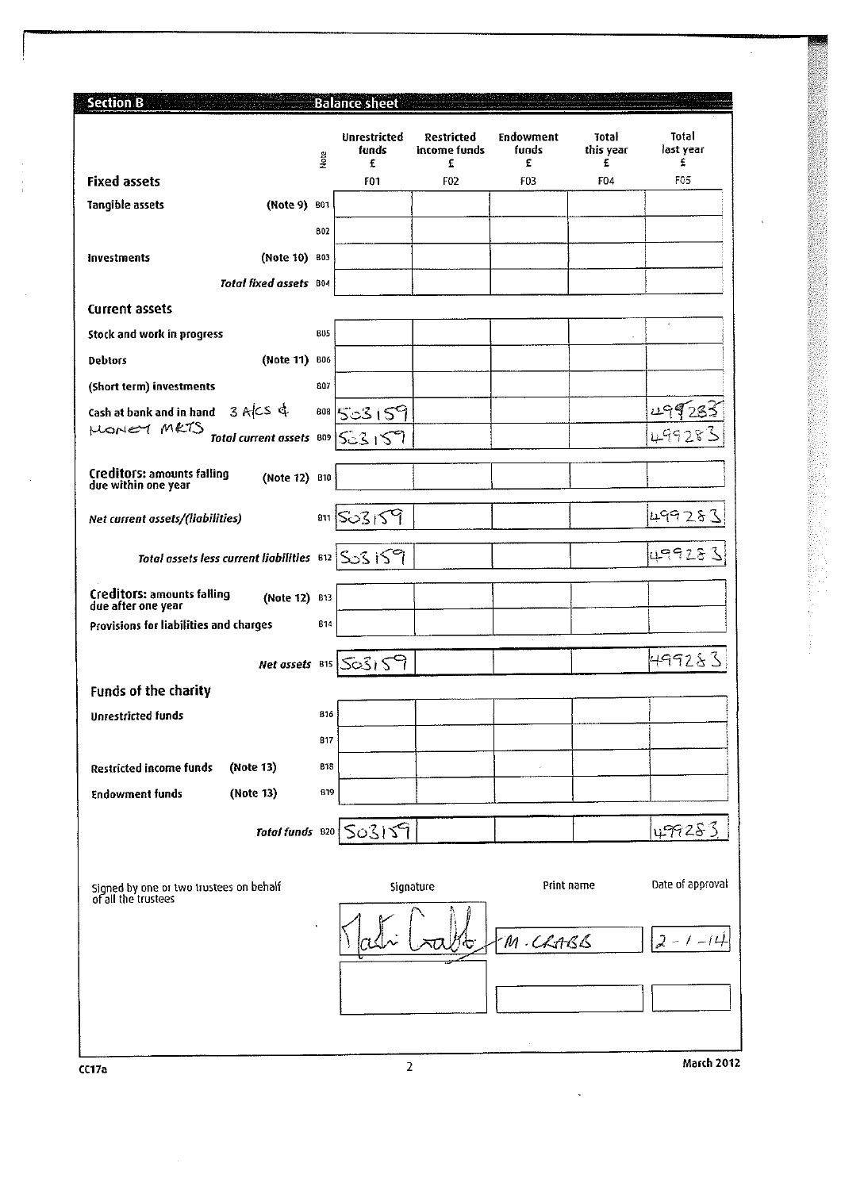## Section B — Balance sheet

| | Note | Unrestricted funds £ | Restricted income funds £ | Endowment funds £ | Total this year £ | Total last year £ |
|---|---|---|---|---|---|---|
| | | F01 | F02 | F03 | F04 | F05 |
| **Fixed assets** | | | | | | |
| Tangible assets (Note 9) | B01 | | | | | |
| | B02 | | | | | |
| Investments (Note 10) | B03 | | | | | |
| *Total fixed assets* | B04 | | | | | |
| **Current assets** | | | | | | |
| Stock and work in progress | B05 | | | | | |
| Debtors (Note 11) | B06 | | | | | |
| (Short term) investments | B07 | | | | | |
| Cash at bank and in hand 3 A/CS & MONEY MKTS | B08 | 503159 | | | | 499283 |
| *Total current assets* | B09 | 503159 | | | | 499283 |
| **Creditors:** amounts falling due within one year (Note 12) | B10 | | | | | |
| *Net current assets/(liabilities)* | B11 | 503159 | | | | 499283 |
| *Total assets less current liabilities* | B12 | 503159 | | | | 499283 |
| **Creditors:** amounts falling due after one year (Note 12) | B13 | | | | | |
| Provisions for liabilities and charges | B14 | | | | | |
| *Net assets* | B15 | 503159 | | | | 499283 |
| **Funds of the charity** | | | | | | |
| Unrestricted funds | B16 | | | | | |
| | B17 | | | | | |
| Restricted income funds (Note 13) | B18 | | | | | |
| Endowment funds (Note 13) | B19 | | | | | |
| *Total funds* | B20 | 503159 | | | | 499283 |

Signed by one or two trustees on behalf of all the trustees

| Signature | Print name | Date of approval |
|---|---|---|
| [Signature] | M. CRABB | 2-1-14 |
| | | |

CC17a — March 2012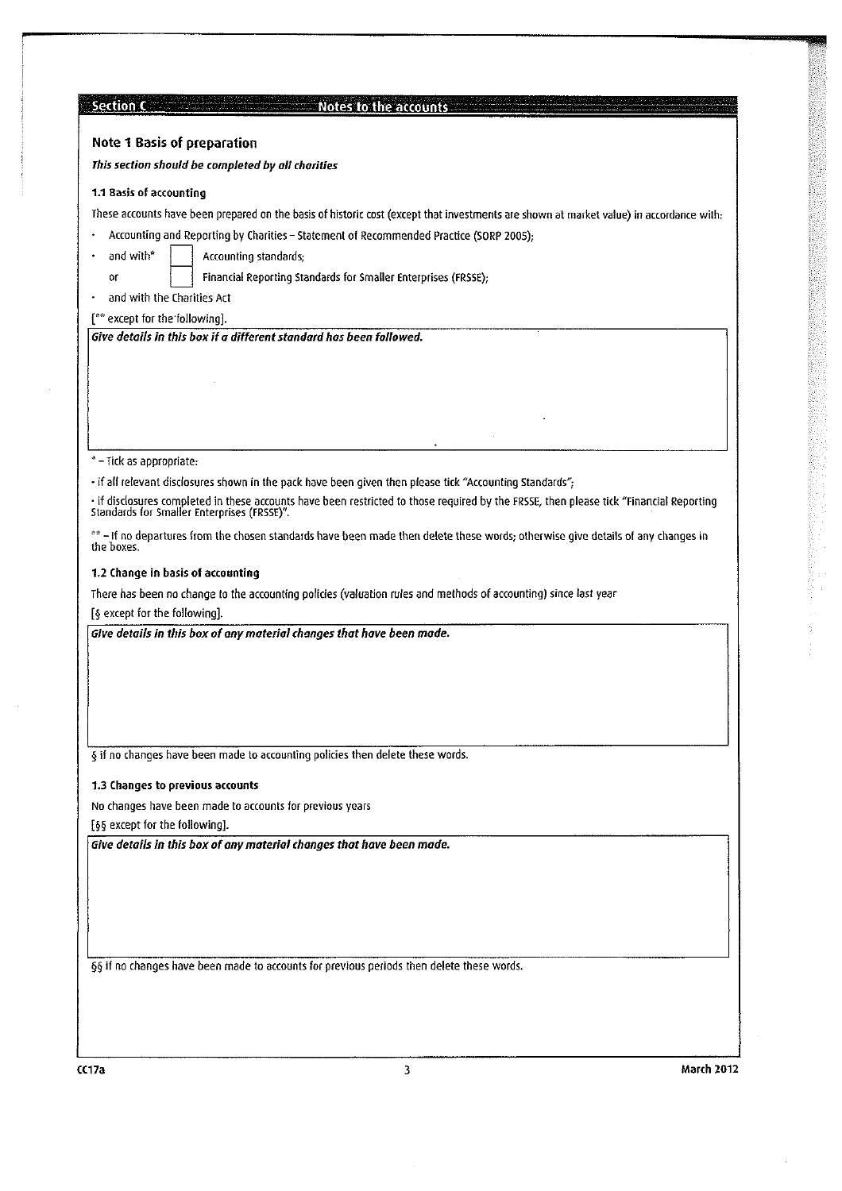## Section C Notes to the accounts

### Note 1 Basis of preparation

***This section should be completed by all charities***

#### 1.1 Basis of accounting

These accounts have been prepared on the basis of historic cost (except that investments are shown at market value) in accordance with:

- Accounting and Reporting by Charities – Statement of Recommended Practice (SORP 2005);
- and with* ☐ Accounting standards;
  
  or ☐ Financial Reporting Standards for Smaller Enterprises (FRSSE);
- and with the Charities Act

[** except for the following].

***Give details in this box if a different standard has been followed.***

* – Tick as appropriate:

- if all relevant disclosures shown in the pack have been given then please tick "Accounting Standards";
- if disclosures completed in these accounts have been restricted to those required by the FRSSE, then please tick "Financial Reporting Standards for Smaller Enterprises (FRSSE)".

** – If no departures from the chosen standards have been made then delete these words; otherwise give details of any changes in the boxes.

#### 1.2 Change in basis of accounting

There has been no change to the accounting policies (valuation rules and methods of accounting) since last year

[§ except for the following].

***Give details in this box of any material changes that have been made.***

§ If no changes have been made to accounting policies then delete these words.

#### 1.3 Changes to previous accounts

No changes have been made to accounts for previous years

[§§ except for the following].

***Give details in this box of any material changes that have been made.***

§§ If no changes have been made to accounts for previous periods then delete these words.

CC17a March 2012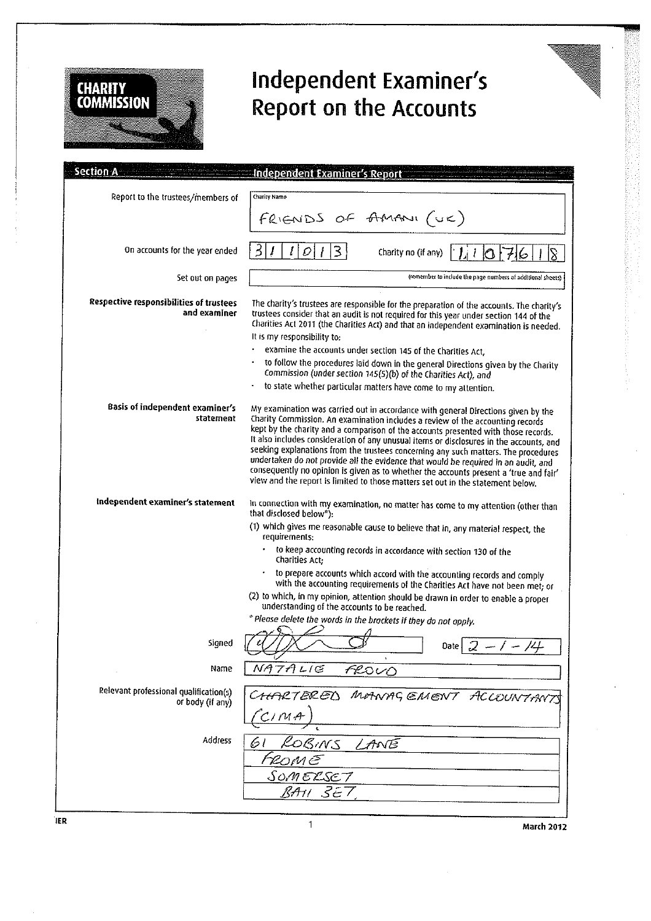**CHARITY COMMISSION**

# Independent Examiner's Report on the Accounts

## Section A — Independent Examiner's Report

**Report to the trustees/members of**

Charity Name: FRIENDS OF AMANI (UK)

**On accounts for the year ended** 31/10/13 — Charity no (if any) 1107618

**Set out on pages** (remember to include the page numbers of additional sheets)

**Respective responsibilities of trustees and examiner**

The charity's trustees are responsible for the preparation of the accounts. The charity's trustees consider that an audit is not required for this year under section 144 of the Charities Act 2011 (the Charities Act) and that an independent examination is needed.

It is my responsibility to:

- examine the accounts under section 145 of the Charities Act,
- to follow the procedures laid down in the general Directions given by the Charity Commission (under section 145(5)(b) of the Charities Act), and
- to state whether particular matters have come to my attention.

**Basis of independent examiner's statement**

My examination was carried out in accordance with general Directions given by the Charity Commission. An examination includes a review of the accounting records kept by the charity and a comparison of the accounts presented with those records. It also includes consideration of any unusual items or disclosures in the accounts, and seeking explanations from the trustees concerning any such matters. The procedures undertaken do not provide all the evidence that would be required in an audit, and consequently no opinion is given as to whether the accounts present a 'true and fair' view and the report is limited to those matters set out in the statement below.

**Independent examiner's statement**

In connection with my examination, no matter has come to my attention (other than that disclosed below*):

(1) which gives me reasonable cause to believe that in, any material respect, the requirements:

- to keep accounting records in accordance with section 130 of the Charities Act;
- to prepare accounts which accord with the accounting records and comply with the accounting requirements of the Charities Act have not been met; or

(2) to which, in my opinion, attention should be drawn in order to enable a proper understanding of the accounts to be reached.

*\* Please delete the words in the brackets if they do not apply.*

**Signed** [signature] **Date** 2-1-14

**Name** NATALIE FROUD

**Relevant professional qualification(s) or body (if any)** CHARTERED MANAGEMENT ACCOUNTANTS (CIMA)

**Address**
61 ROBINS LANE
FROME
SOMERSET
BA11 3ET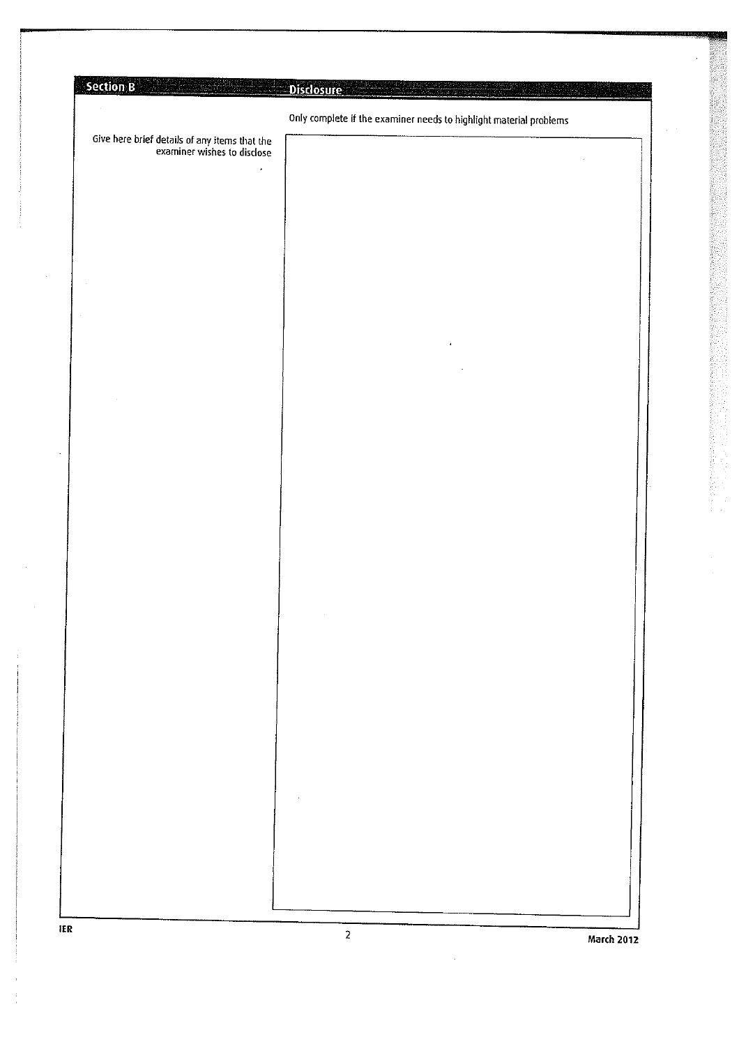## Section B — Disclosure

Only complete if the examiner needs to highlight material problems

| Give here brief details of any items that the examiner wishes to disclose | |
|---|---|
| | |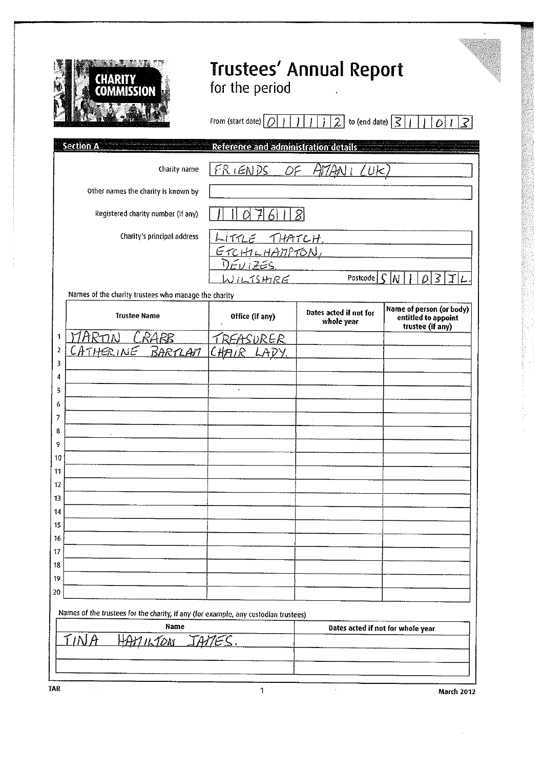# Trustees' Annual Report

for the period

From (start date) 01/11/12 to (end date) 31/10/13

## Section A — Reference and administration details

| | |
|---|---|
| Charity name | FRIENDS OF AMANI (UK) |
| Other names the charity is known by | |
| Registered charity number (if any) | 1107618 |
| Charity's principal address | LITTLE THATCH, ETCHILHAMPTON, DEVIZES, WILTSHIRE |
| Postcode | SN10 3JL. |

Names of the charity trustees who manage the charity

| | Trustee Name | Office (if any) | Dates acted if not for whole year | Name of person (or body) entitled to appoint trustee (if any) |
|---|---|---|---|---|
| 1 | MARTIN CRABB | TREASURER | | |
| 2 | CATHERINE BARTLAM | CHAIR LADY. | | |
| 3 | | | | |
| 4 | | | | |
| 5 | | | | |
| 6 | | | | |
| 7 | | | | |
| 8 | | | | |
| 9 | | | | |
| 10 | | | | |
| 11 | | | | |
| 12 | | | | |
| 13 | | | | |
| 14 | | | | |
| 15 | | | | |
| 16 | | | | |
| 17 | | | | |
| 18 | | | | |
| 19 | | | | |
| 20 | | | | |

Names of the trustees for the charity, if any (for example, any custodian trustees)

| Name | Dates acted if not for whole year |
|---|---|
| TINA HAMILTON JAMES. | |
| | |
| | |

TAR — March 2012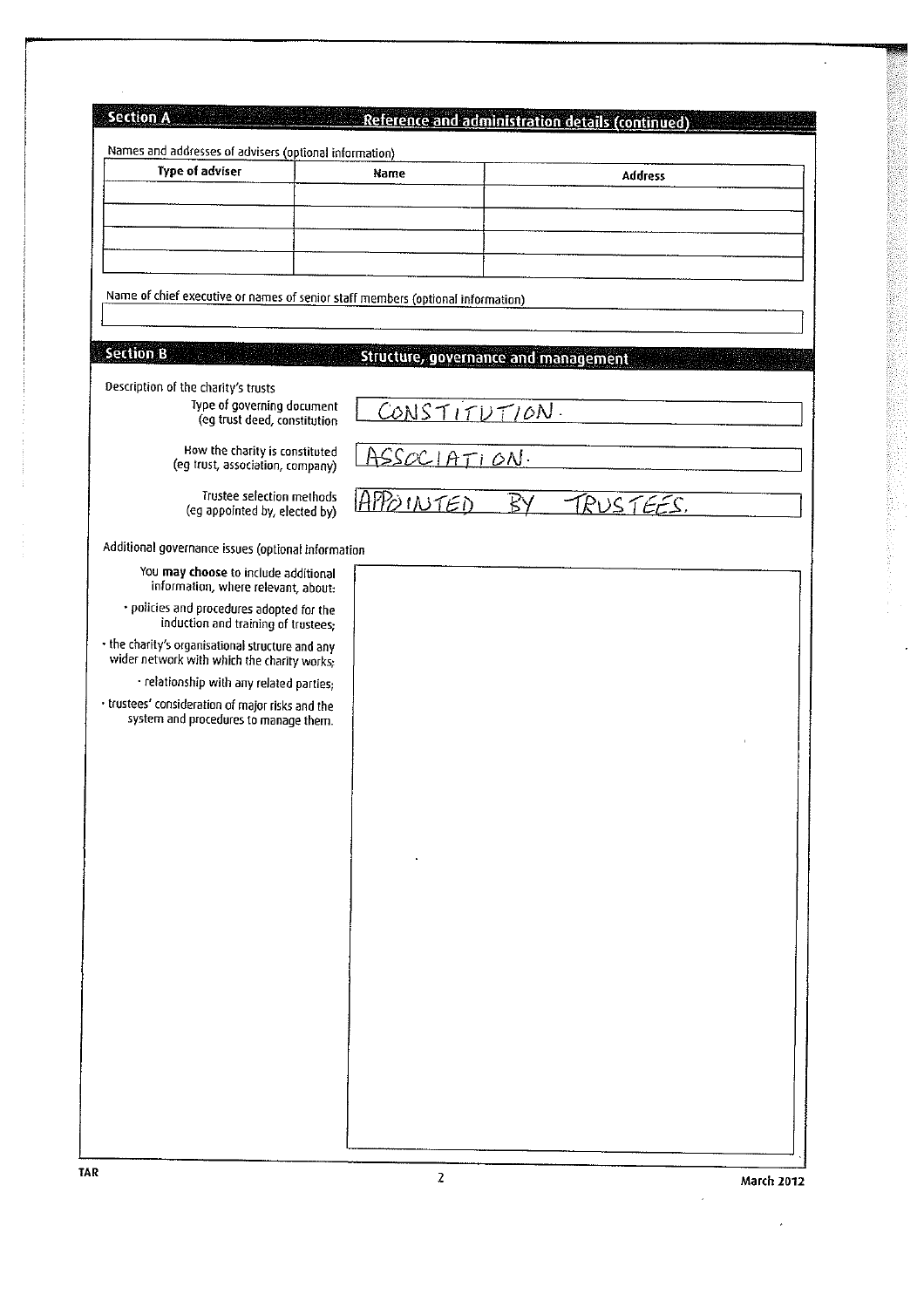## Section A — Reference and administration details (continued)

Names and addresses of advisers (optional information)

| Type of adviser | Name | Address |
|---|---|---|
| | | |
| | | |
| | | |
| | | |

Name of chief executive or names of senior staff members (optional information)

## Section B — Structure, governance and management

Description of the charity's trusts

| | |
|---|---|
| Type of governing document (eg trust deed, constitution | CONSTITUTION. |
| How the charity is constituted (eg trust, association, company) | ASSOCIATION. |
| Trustee selection methods (eg appointed by, elected by) | APPOINTED BY TRUSTEES. |

Additional governance issues (optional information

You **may choose** to include additional information, where relevant, about:

- policies and procedures adopted for the induction and training of trustees;
- the charity's organisational structure and any wider network with which the charity works;
- relationship with any related parties;
- trustees' consideration of major risks and the system and procedures to manage them.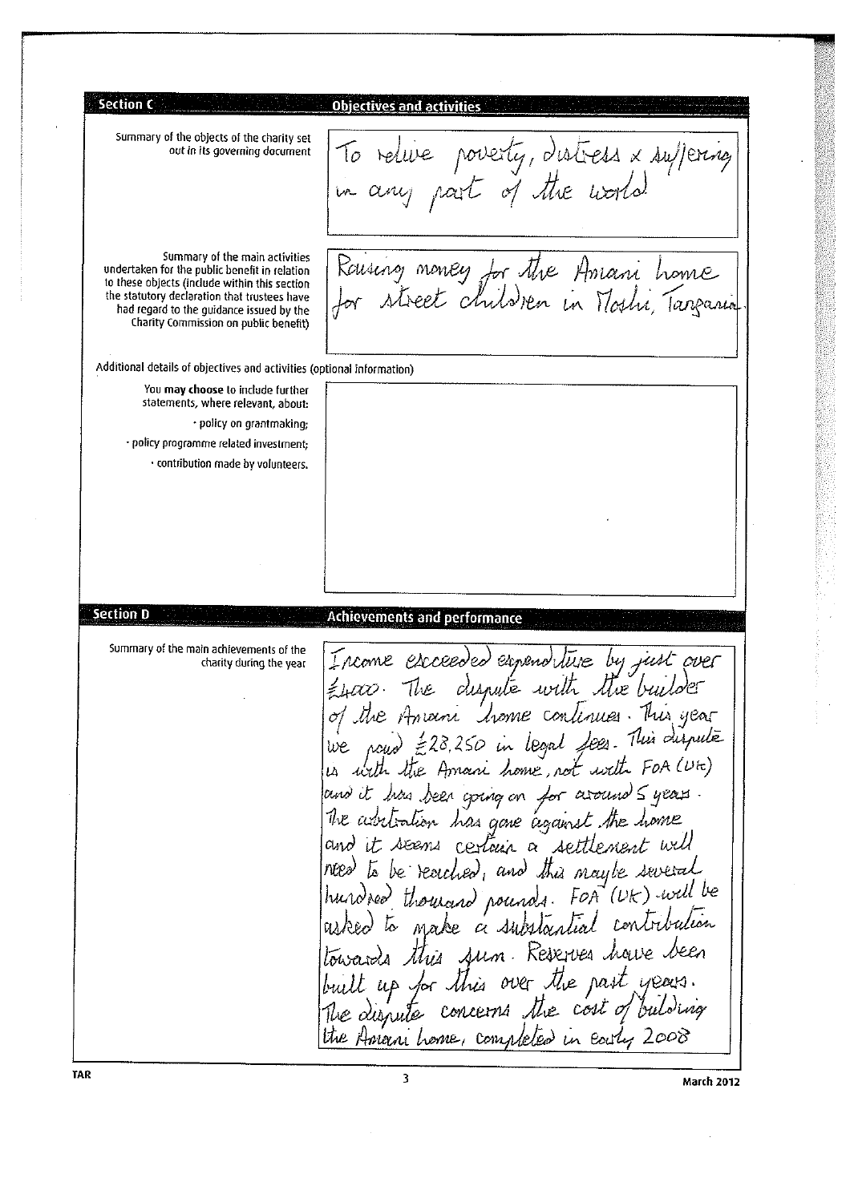## Section C — Objectives and activities

**Summary of the objects of the charity set out in its governing document**

To relive poverty, distress x suffering in any part of the world

**Summary of the main activities undertaken for the public benefit in relation to these objects (include within this section the statutory declaration that trustees have had regard to the guidance issued by the Charity Commission on public benefit)**

Raising money for the Amani home for street children in Moshi, Tanzania

**Additional details of objectives and activities (optional information)**

You **may choose** to include further statements, where relevant, about:

- policy on grantmaking;
- policy programme related investment;
- contribution made by volunteers.

## Section D — Achievements and performance

**Summary of the main achievements of the charity during the year**

Income exceeded expenditure by just over £4000. The dispute with the builder of the Amani home continues. This year we paid £28,250 in legal fees. This dispute is with the Amani home, not with FOA (UK) and it has been going on for around 5 years. The arbitration has gone against the home and it seems certain a settlement will need to be reached, and this may be several hundred thousand pounds. FOA (UK) will be asked to make a substantial contribution towards this sum. Reserves have been built up for this over the past years. The dispute concerns the cost of building the Amani home, completed in early 2008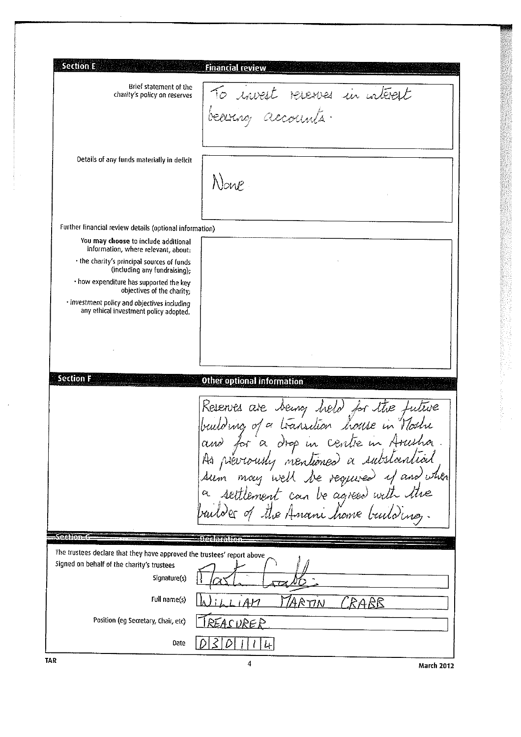## Section E — Financial review

**Brief statement of the charity's policy on reserves**

To invest reserves in interest bearing accounts.

**Details of any funds materially in deficit**

None

**Further financial review details (optional information)**

You **may choose** to include additional information, where relevant, about:

- the charity's principal sources of funds (including any fundraising);
- how expenditure has supported the key objectives of the charity;
- investment policy and objectives including any ethical investment policy adopted.

## Section F — Other optional information

Reserves are being held for the future building of a transition house in Moshi and for a drop in centre in Arusha. As previously mentioned a substantial sum may well be required if and when a settlement can be agreed with the builder of the Anani home building.

## Section G — Declaration

The trustees declare that they have approved the trustees' report above

Signed on behalf of the charity's trustees

| | |
|---|---|
| Signature(s) | Martin Crabb |
| Full name(s) | WILLIAM MARTIN CRABB |
| Position (eg Secretary, Chair, etc) | TREASURER |
| Date | 03 01 14 |